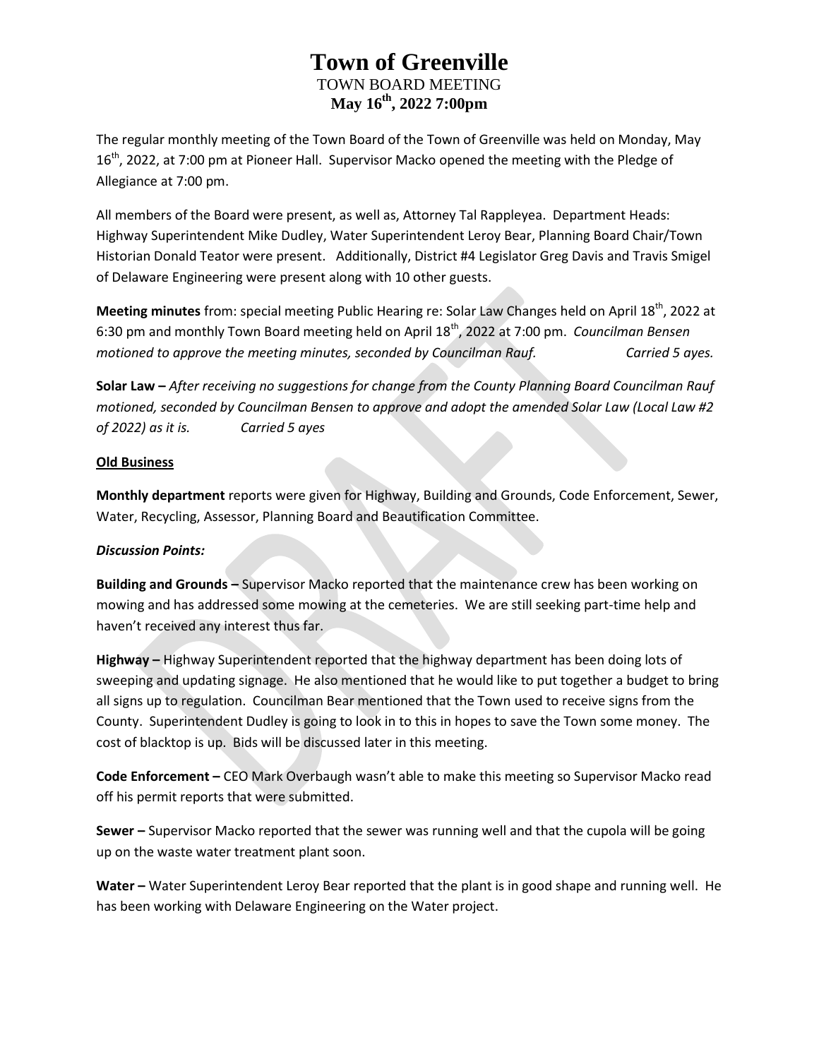# Town of Greenville

TOWN BOARD MEETING

**May 16th, 2022 7:00pm**

The regular monthly meeting of the Town Board of the Town of Greenville was held on Monday, May 16th, 2022, at 7:00 pm at Pioneer Hall. Supervisor Macko opened the meeting with the Pledge of Allegiance at 7:00 pm.

All members of the Board were present, as well as, Attorney Tal Rappleyea. Department Heads: Highway Superintendent Mike Dudley, Water Superintendent Leroy Bear, Planning Board Chair/Town Historian Donald Teator were present. Additionally, District #4 Legislator Greg Davis and Travis Smigel of Delaware Engineering were present along with 10 other guests.

**Meeting minutes** from: special meeting Public Hearing re: Solar Law Changes held on April 18th, 2022 at 6:30 pm and monthly Town Board meeting held on April 18th, 2022 at 7:00 pm. *Councilman Bensen motioned to approve the meeting minutes, seconded by Councilman Rauf. Carried 5 ayes.*

**Solar Law –** *After receiving no suggestions for change from the County Planning Board Councilman Rauf motioned, seconded by Councilman Bensen to approve and adopt the amended Solar Law (Local Law #2 of 2022) as it is. Carried 5 ayes*

**Old Business**

**Monthly department** reports were given for Highway, Building and Grounds, Code Enforcement, Sewer, Water, Recycling, Assessor, Planning Board and Beautification Committee.

***Discussion Points:***

**Building and Grounds –** Supervisor Macko reported that the maintenance crew has been working on mowing and has addressed some mowing at the cemeteries. We are still seeking part-time help and haven't received any interest thus far.

**Highway –** Highway Superintendent reported that the highway department has been doing lots of sweeping and updating signage. He also mentioned that he would like to put together a budget to bring all signs up to regulation. Councilman Bear mentioned that the Town used to receive signs from the County. Superintendent Dudley is going to look in to this in hopes to save the Town some money. The cost of blacktop is up. Bids will be discussed later in this meeting.

**Code Enforcement –** CEO Mark Overbaugh wasn't able to make this meeting so Supervisor Macko read off his permit reports that were submitted.

**Sewer –** Supervisor Macko reported that the sewer was running well and that the cupola will be going up on the waste water treatment plant soon.

**Water –** Water Superintendent Leroy Bear reported that the plant is in good shape and running well. He has been working with Delaware Engineering on the Water project.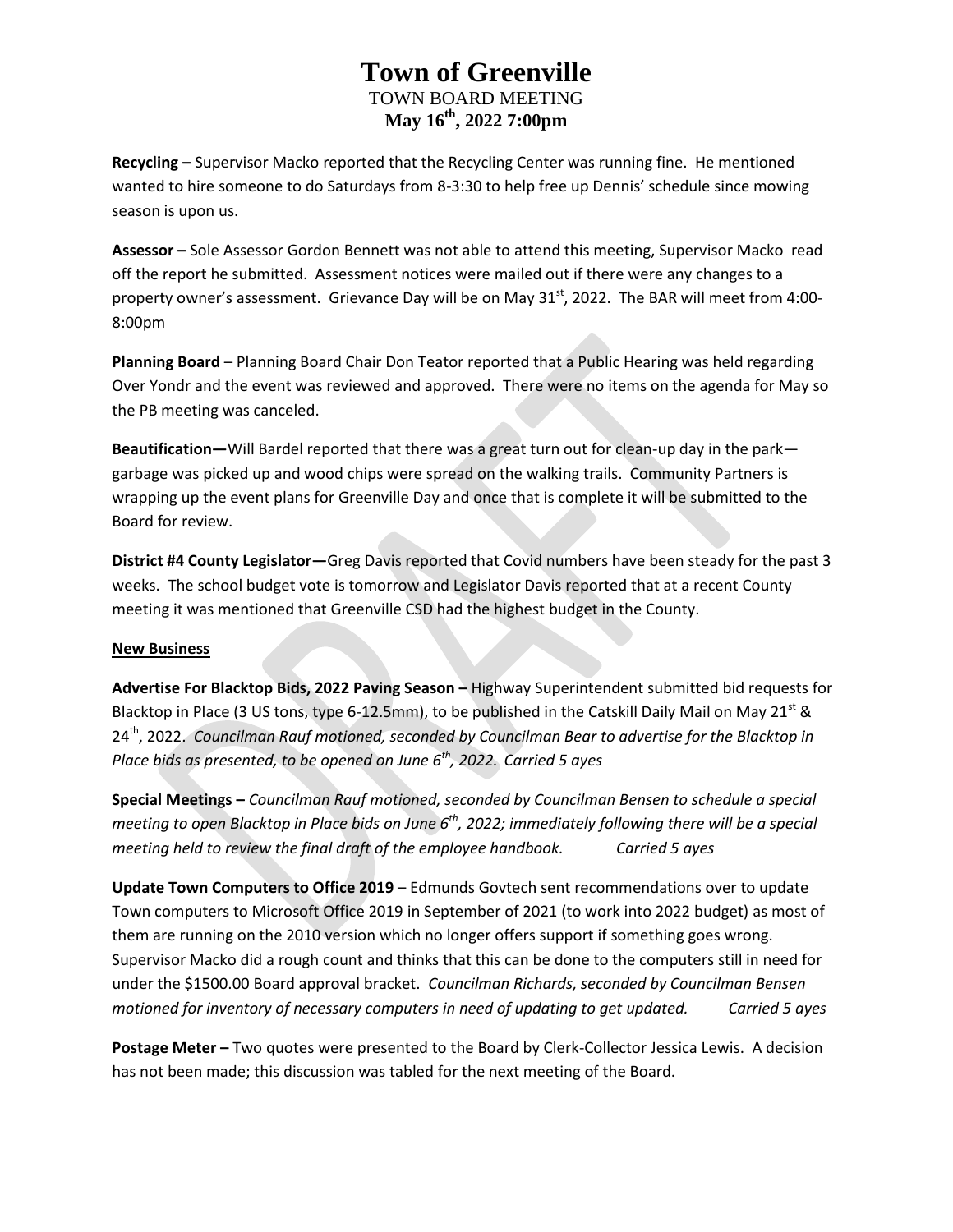# Town of Greenville

TOWN BOARD MEETING

**May 16th, 2022 7:00pm**

**Recycling –** Supervisor Macko reported that the Recycling Center was running fine. He mentioned wanted to hire someone to do Saturdays from 8-3:30 to help free up Dennis' schedule since mowing season is upon us.

**Assessor –** Sole Assessor Gordon Bennett was not able to attend this meeting, Supervisor Macko read off the report he submitted. Assessment notices were mailed out if there were any changes to a property owner's assessment. Grievance Day will be on May 31st, 2022. The BAR will meet from 4:00-8:00pm

**Planning Board** – Planning Board Chair Don Teator reported that a Public Hearing was held regarding Over Yondr and the event was reviewed and approved. There were no items on the agenda for May so the PB meeting was canceled.

**Beautification—**Will Bardel reported that there was a great turn out for clean-up day in the park—garbage was picked up and wood chips were spread on the walking trails. Community Partners is wrapping up the event plans for Greenville Day and once that is complete it will be submitted to the Board for review.

**District #4 County Legislator—**Greg Davis reported that Covid numbers have been steady for the past 3 weeks. The school budget vote is tomorrow and Legislator Davis reported that at a recent County meeting it was mentioned that Greenville CSD had the highest budget in the County.

**New Business**

**Advertise For Blacktop Bids, 2022 Paving Season –** Highway Superintendent submitted bid requests for Blacktop in Place (3 US tons, type 6-12.5mm), to be published in the Catskill Daily Mail on May 21st & 24th, 2022. *Councilman Rauf motioned, seconded by Councilman Bear to advertise for the Blacktop in Place bids as presented, to be opened on June 6th, 2022. Carried 5 ayes*

**Special Meetings –** *Councilman Rauf motioned, seconded by Councilman Bensen to schedule a special meeting to open Blacktop in Place bids on June 6th, 2022; immediately following there will be a special meeting held to review the final draft of the employee handbook. Carried 5 ayes*

**Update Town Computers to Office 2019** – Edmunds Govtech sent recommendations over to update Town computers to Microsoft Office 2019 in September of 2021 (to work into 2022 budget) as most of them are running on the 2010 version which no longer offers support if something goes wrong. Supervisor Macko did a rough count and thinks that this can be done to the computers still in need for under the $1500.00 Board approval bracket. *Councilman Richards, seconded by Councilman Bensen motioned for inventory of necessary computers in need of updating to get updated. Carried 5 ayes*

**Postage Meter –** Two quotes were presented to the Board by Clerk-Collector Jessica Lewis. A decision has not been made; this discussion was tabled for the next meeting of the Board.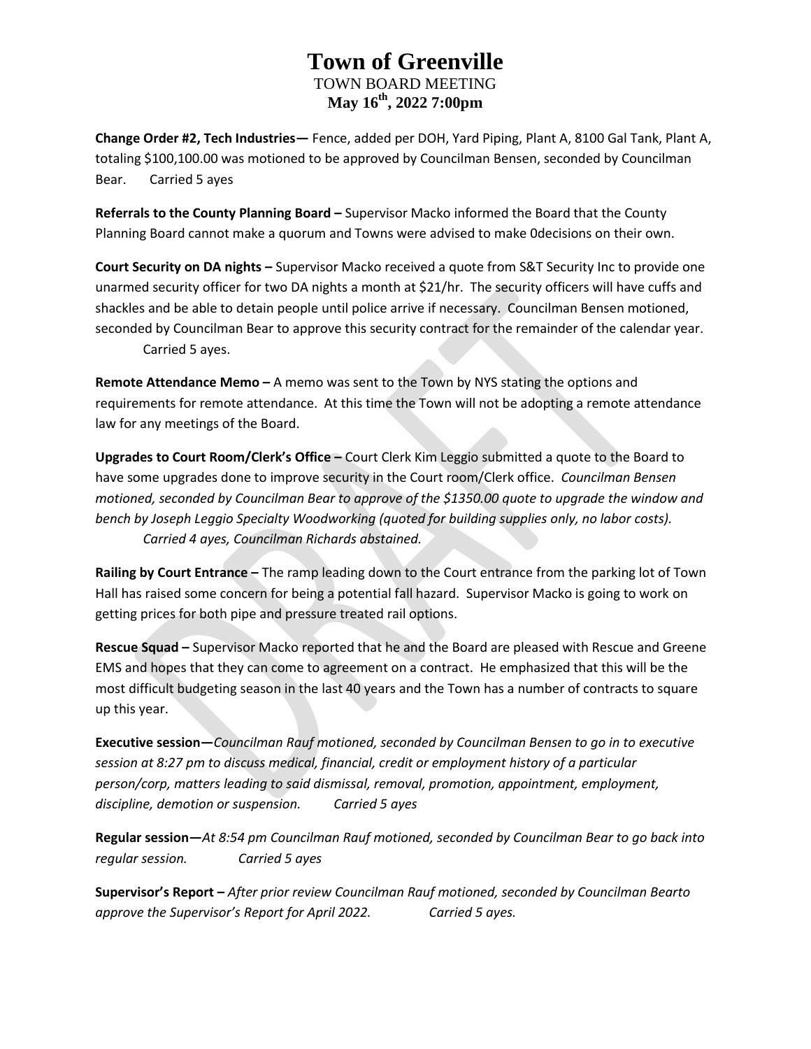# Town of Greenville

TOWN BOARD MEETING

**May 16th, 2022 7:00pm**

**Change Order #2, Tech Industries—** Fence, added per DOH, Yard Piping, Plant A, 8100 Gal Tank, Plant A, totaling $100,100.00 was motioned to be approved by Councilman Bensen, seconded by Councilman Bear. Carried 5 ayes

**Referrals to the County Planning Board –** Supervisor Macko informed the Board that the County Planning Board cannot make a quorum and Towns were advised to make 0decisions on their own.

**Court Security on DA nights –** Supervisor Macko received a quote from S&T Security Inc to provide one unarmed security officer for two DA nights a month at $21/hr. The security officers will have cuffs and shackles and be able to detain people until police arrive if necessary. Councilman Bensen motioned, seconded by Councilman Bear to approve this security contract for the remainder of the calendar year. Carried 5 ayes.

**Remote Attendance Memo –** A memo was sent to the Town by NYS stating the options and requirements for remote attendance. At this time the Town will not be adopting a remote attendance law for any meetings of the Board.

**Upgrades to Court Room/Clerk's Office –** Court Clerk Kim Leggio submitted a quote to the Board to have some upgrades done to improve security in the Court room/Clerk office. *Councilman Bensen motioned, seconded by Councilman Bear to approve of the $1350.00 quote to upgrade the window and bench by Joseph Leggio Specialty Woodworking (quoted for building supplies only, no labor costs). Carried 4 ayes, Councilman Richards abstained.*

**Railing by Court Entrance –** The ramp leading down to the Court entrance from the parking lot of Town Hall has raised some concern for being a potential fall hazard. Supervisor Macko is going to work on getting prices for both pipe and pressure treated rail options.

**Rescue Squad –** Supervisor Macko reported that he and the Board are pleased with Rescue and Greene EMS and hopes that they can come to agreement on a contract. He emphasized that this will be the most difficult budgeting season in the last 40 years and the Town has a number of contracts to square up this year.

**Executive session—***Councilman Rauf motioned, seconded by Councilman Bensen to go in to executive session at 8:27 pm to discuss medical, financial, credit or employment history of a particular person/corp, matters leading to said dismissal, removal, promotion, appointment, employment, discipline, demotion or suspension. Carried 5 ayes*

**Regular session—***At 8:54 pm Councilman Rauf motioned, seconded by Councilman Bear to go back into regular session. Carried 5 ayes*

**Supervisor's Report –** *After prior review Councilman Rauf motioned, seconded by Councilman Bearto approve the Supervisor's Report for April 2022. Carried 5 ayes.*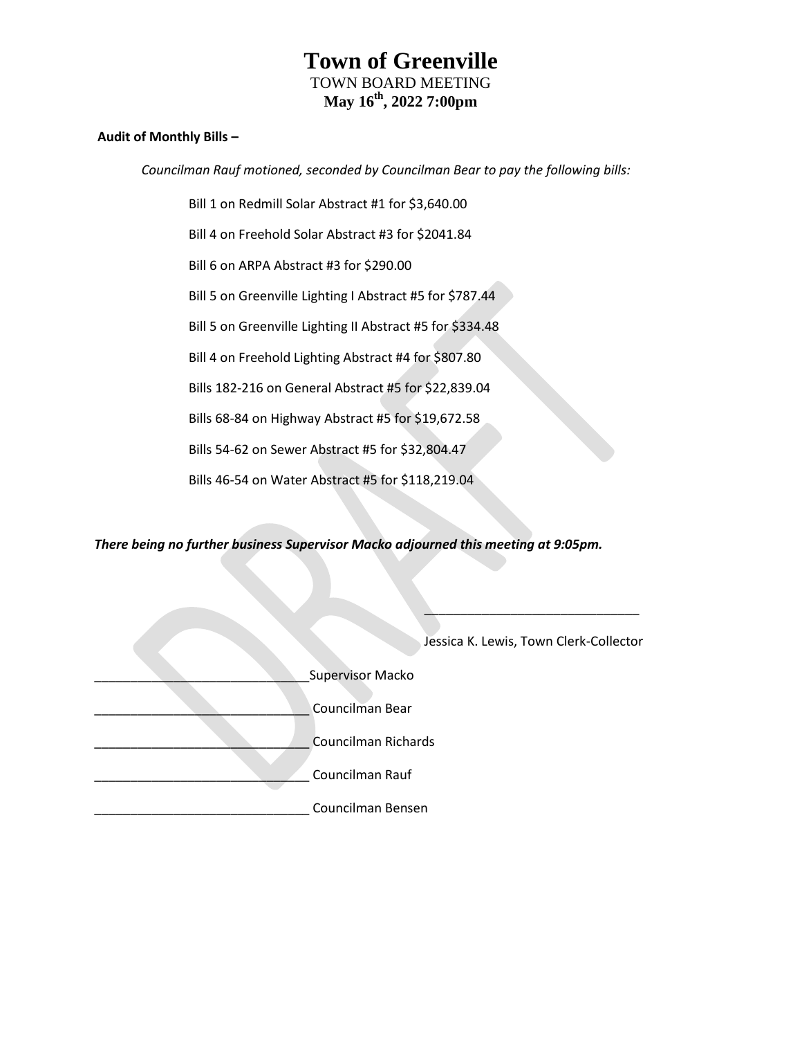# Town of Greenville

TOWN BOARD MEETING

**May 16th, 2022 7:00pm**

**Audit of Monthly Bills –**

*Councilman Rauf motioned, seconded by Councilman Bear to pay the following bills:*

Bill 1 on Redmill Solar Abstract #1 for $3,640.00

Bill 4 on Freehold Solar Abstract #3 for $2041.84

Bill 6 on ARPA Abstract #3 for $290.00

Bill 5 on Greenville Lighting I Abstract #5 for $787.44

Bill 5 on Greenville Lighting II Abstract #5 for $334.48

Bill 4 on Freehold Lighting Abstract #4 for $807.80

Bills 182-216 on General Abstract #5 for $22,839.04

Bills 68-84 on Highway Abstract #5 for $19,672.58

Bills 54-62 on Sewer Abstract #5 for $32,804.47

Bills 46-54 on Water Abstract #5 for $118,219.04

***There being no further business Supervisor Macko adjourned this meeting at 9:05pm.***

______________________________

Jessica K. Lewis, Town Clerk-Collector

______________________________Supervisor Macko

______________________________ Councilman Bear

______________________________ Councilman Richards

______________________________ Councilman Rauf

______________________________ Councilman Bensen